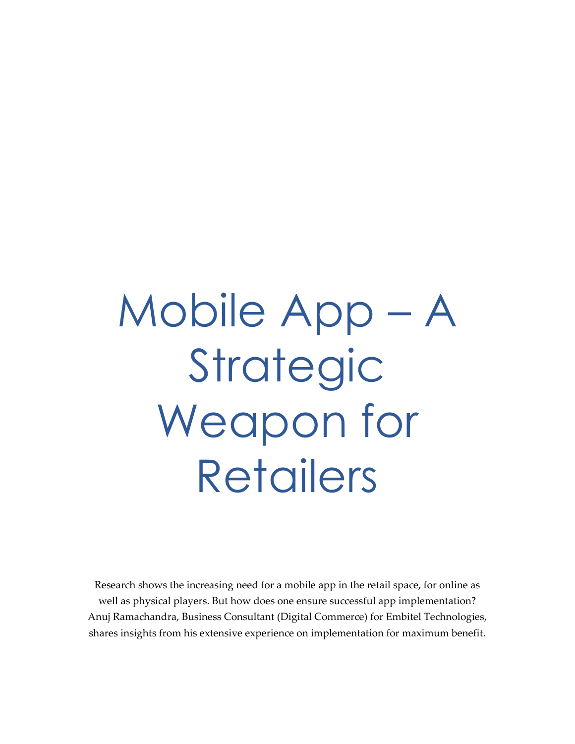# Mobile App – A Strategic Weapon for Retailers

Research shows the increasing need for a mobile app in the retail space, for online as well as physical players. But how does one ensure successful app implementation? Anuj Ramachandra, Business Consultant (Digital Commerce) for Embitel Technologies, shares insights from his extensive experience on implementation for maximum benefit.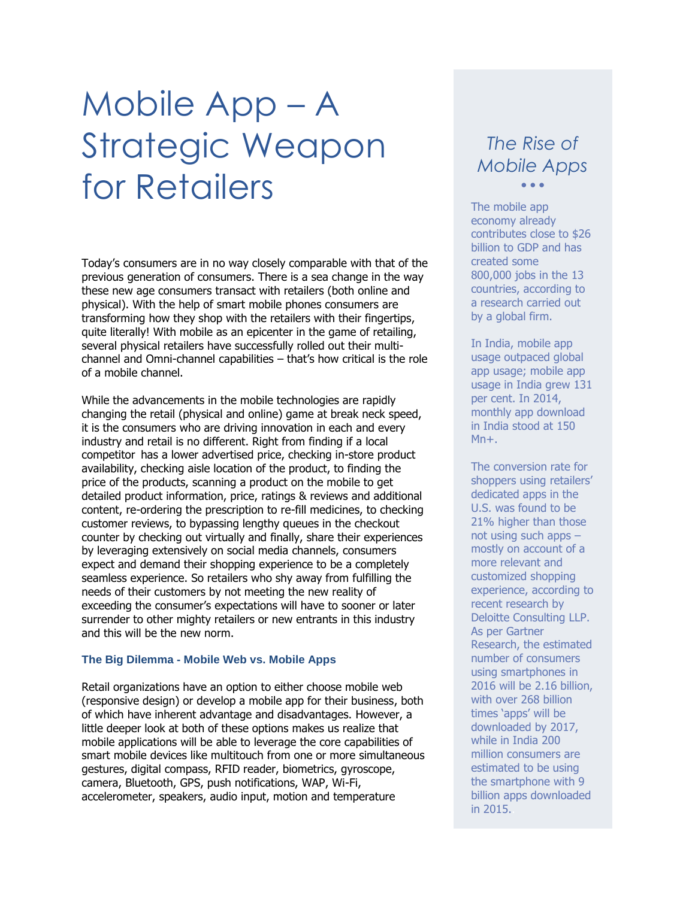# Mobile App – A Strategic Weapon for Retailers

Today's consumers are in no way closely comparable with that of the previous generation of consumers. There is a sea change in the way these new age consumers transact with retailers (both online and physical). With the help of smart mobile phones consumers are transforming how they shop with the retailers with their fingertips, quite literally! With mobile as an epicenter in the game of retailing, several physical retailers have successfully rolled out their multi-channel and Omni-channel capabilities – that's how critical is the role of a mobile channel.

While the advancements in the mobile technologies are rapidly changing the retail (physical and online) game at break neck speed, it is the consumers who are driving innovation in each and every industry and retail is no different. Right from finding if a local competitor has a lower advertised price, checking in-store product availability, checking aisle location of the product, to finding the price of the products, scanning a product on the mobile to get detailed product information, price, ratings & reviews and additional content, re-ordering the prescription to re-fill medicines, to checking customer reviews, to bypassing lengthy queues in the checkout counter by checking out virtually and finally, share their experiences by leveraging extensively on social media channels, consumers expect and demand their shopping experience to be a completely seamless experience. So retailers who shy away from fulfilling the needs of their customers by not meeting the new reality of exceeding the consumer's expectations will have to sooner or later surrender to other mighty retailers or new entrants in this industry and this will be the new norm.

### The Big Dilemma - Mobile Web vs. Mobile Apps

Retail organizations have an option to either choose mobile web (responsive design) or develop a mobile app for their business, both of which have inherent advantage and disadvantages. However, a little deeper look at both of these options makes us realize that mobile applications will be able to leverage the core capabilities of smart mobile devices like multitouch from one or more simultaneous gestures, digital compass, RFID reader, biometrics, gyroscope, camera, Bluetooth, GPS, push notifications, WAP, Wi-Fi, accelerometer, speakers, audio input, motion and temperature

## *The Rise of Mobile Apps*

The mobile app economy already contributes close to $26 billion to GDP and has created some 800,000 jobs in the 13 countries, according to a research carried out by a global firm.

In India, mobile app usage outpaced global app usage; mobile app usage in India grew 131 per cent. In 2014, monthly app download in India stood at 150 Mn+.

The conversion rate for shoppers using retailers' dedicated apps in the U.S. was found to be 21% higher than those not using such apps – mostly on account of a more relevant and customized shopping experience, according to recent research by Deloitte Consulting LLP. As per Gartner Research, the estimated number of consumers using smartphones in 2016 will be 2.16 billion, with over 268 billion times 'apps' will be downloaded by 2017, while in India 200 million consumers are estimated to be using the smartphone with 9 billion apps downloaded in 2015.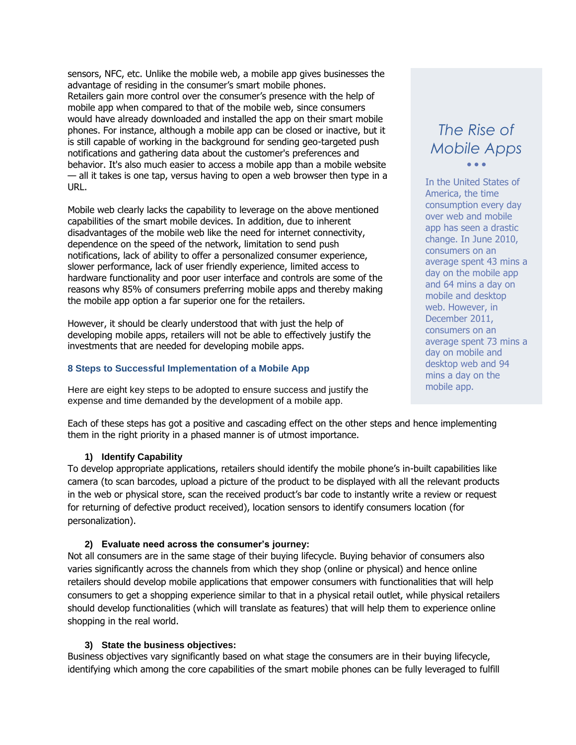sensors, NFC, etc. Unlike the mobile web, a mobile app gives businesses the advantage of residing in the consumer's smart mobile phones.
Retailers gain more control over the consumer's presence with the help of mobile app when compared to that of the mobile web, since consumers would have already downloaded and installed the app on their smart mobile phones. For instance, although a mobile app can be closed or inactive, but it is still capable of working in the background for sending geo-targeted push notifications and gathering data about the customer's preferences and behavior. It's also much easier to access a mobile app than a mobile website — all it takes is one tap, versus having to open a web browser then type in a URL.

Mobile web clearly lacks the capability to leverage on the above mentioned capabilities of the smart mobile devices. In addition, due to inherent disadvantages of the mobile web like the need for internet connectivity, dependence on the speed of the network, limitation to send push notifications, lack of ability to offer a personalized consumer experience, slower performance, lack of user friendly experience, limited access to hardware functionality and poor user interface and controls are some of the reasons why 85% of consumers preferring mobile apps and thereby making the mobile app option a far superior one for the retailers.

However, it should be clearly understood that with just the help of developing mobile apps, retailers will not be able to effectively justify the investments that are needed for developing mobile apps.

> *The Rise of Mobile Apps*
>
> In the United States of America, the time consumption every day over web and mobile app has seen a drastic change. In June 2010, consumers on an average spent 43 mins a day on the mobile app and 64 mins a day on mobile and desktop web. However, in December 2011, consumers on an average spent 73 mins a day on mobile and desktop web and 94 mins a day on the mobile app.

### 8 Steps to Successful Implementation of a Mobile App

Here are eight key steps to be adopted to ensure success and justify the expense and time demanded by the development of a mobile app.

Each of these steps has got a positive and cascading effect on the other steps and hence implementing them in the right priority in a phased manner is of utmost importance.

**1) Identify Capability**

To develop appropriate applications, retailers should identify the mobile phone's in-built capabilities like camera (to scan barcodes, upload a picture of the product to be displayed with all the relevant products in the web or physical store, scan the received product's bar code to instantly write a review or request for returning of defective product received), location sensors to identify consumers location (for personalization).

**2) Evaluate need across the consumer's journey:**

Not all consumers are in the same stage of their buying lifecycle. Buying behavior of consumers also varies significantly across the channels from which they shop (online or physical) and hence online retailers should develop mobile applications that empower consumers with functionalities that will help consumers to get a shopping experience similar to that in a physical retail outlet, while physical retailers should develop functionalities (which will translate as features) that will help them to experience online shopping in the real world.

**3) State the business objectives:**

Business objectives vary significantly based on what stage the consumers are in their buying lifecycle, identifying which among the core capabilities of the smart mobile phones can be fully leveraged to fulfill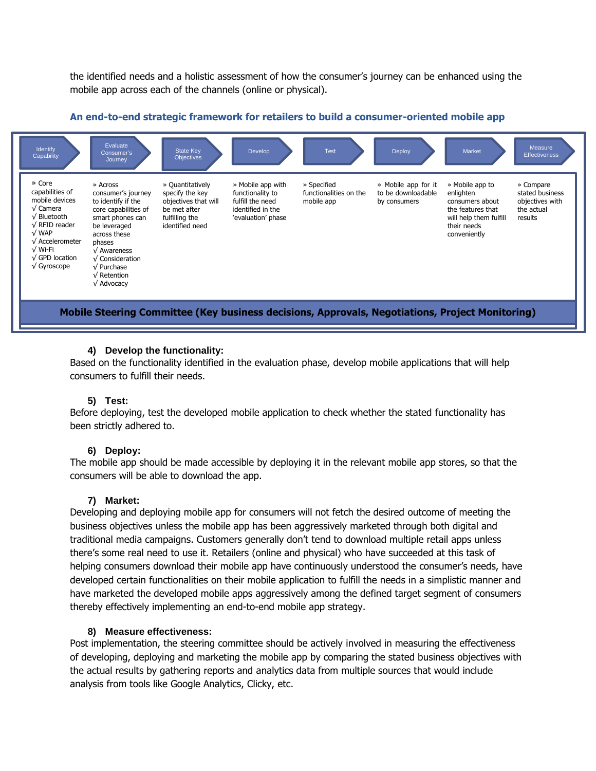the identified needs and a holistic assessment of how the consumer's journey can be enhanced using the mobile app across each of the channels (online or physical).

**An end-to-end strategic framework for retailers to build a consumer-oriented mobile app**

| Identify Capability | Evaluate Consumer's Journey | State Key Objectives | Develop | Test | Deploy | Market | Measure Effectiveness |
|---|---|---|---|---|---|---|---|
| » Core capabilities of mobile devices<br>√ Camera<br>√ Bluetooth<br>√ RFID reader<br>√ WAP<br>√ Accelerometer<br>√ Wi-Fi<br>√ GPD location<br>√ Gyroscope | » Across consumer's journey to identify if the core capabilities of smart phones can be leveraged across these phases<br>√ Awareness<br>√ Consideration<br>√ Purchase<br>√ Retention<br>√ Advocacy | » Quantitatively specify the key objectives that will be met after fulfilling the identified need | » Mobile app with functionality to fulfill the need identified in the 'evaluation' phase | » Specified functionalities on the mobile app | » Mobile app for it to be downloadable by consumers | » Mobile app to enlighten consumers about the features that will help them fulfill their needs conveniently | » Compare stated business objectives with the actual results |

**Mobile Steering Committee (Key business decisions, Approvals, Negotiations, Project Monitoring)**

#### 4) Develop the functionality:

Based on the functionality identified in the evaluation phase, develop mobile applications that will help consumers to fulfill their needs.

#### 5) Test:

Before deploying, test the developed mobile application to check whether the stated functionality has been strictly adhered to.

#### 6) Deploy:

The mobile app should be made accessible by deploying it in the relevant mobile app stores, so that the consumers will be able to download the app.

#### 7) Market:

Developing and deploying mobile app for consumers will not fetch the desired outcome of meeting the business objectives unless the mobile app has been aggressively marketed through both digital and traditional media campaigns. Customers generally don't tend to download multiple retail apps unless there's some real need to use it. Retailers (online and physical) who have succeeded at this task of helping consumers download their mobile app have continuously understood the consumer's needs, have developed certain functionalities on their mobile application to fulfill the needs in a simplistic manner and have marketed the developed mobile apps aggressively among the defined target segment of consumers thereby effectively implementing an end-to-end mobile app strategy.

#### 8) Measure effectiveness:

Post implementation, the steering committee should be actively involved in measuring the effectiveness of developing, deploying and marketing the mobile app by comparing the stated business objectives with the actual results by gathering reports and analytics data from multiple sources that would include analysis from tools like Google Analytics, Clicky, etc.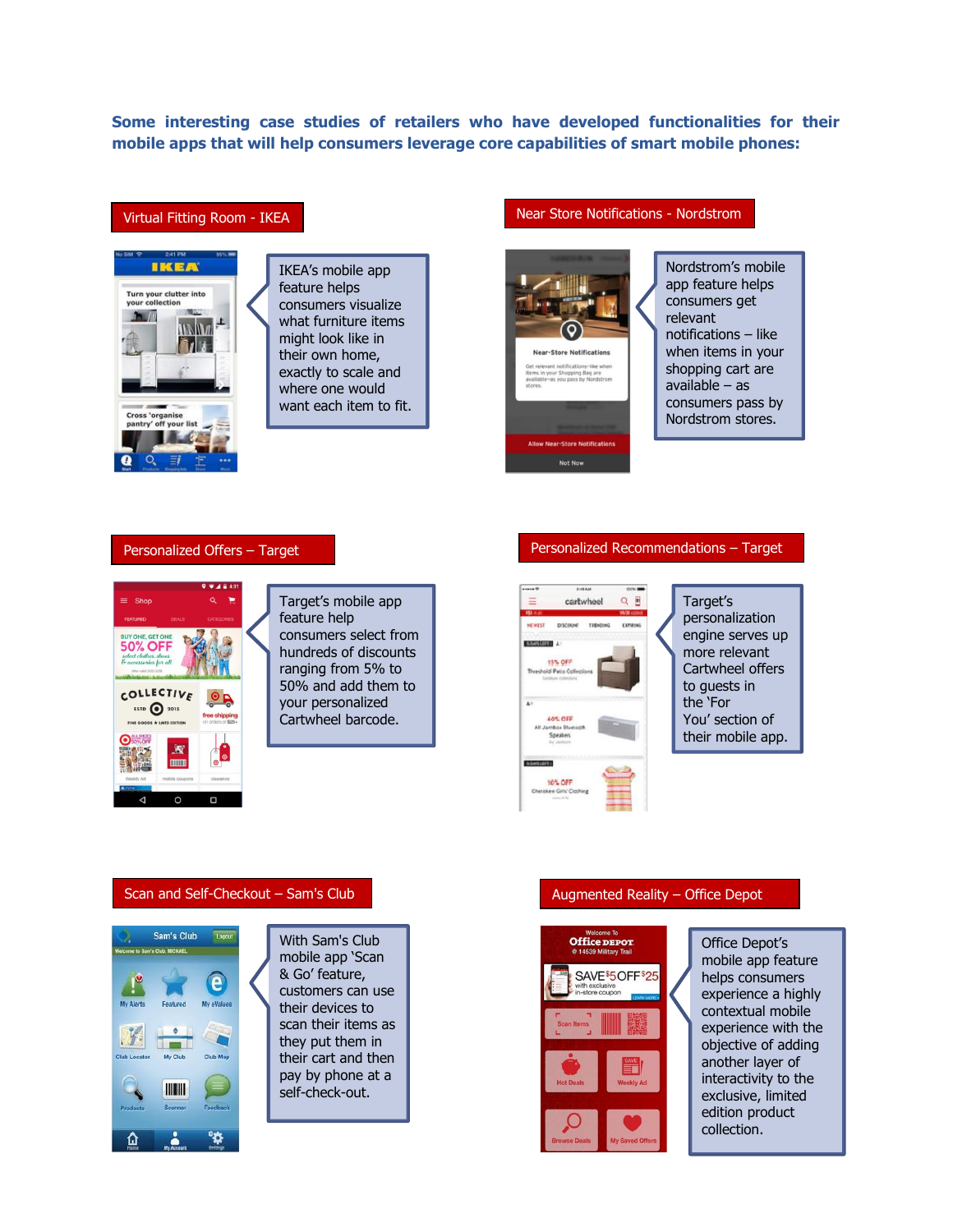**Some interesting case studies of retailers who have developed functionalities for their mobile apps that will help consumers leverage core capabilities of smart mobile phones:**

### Virtual Fitting Room - IKEA

IKEA's mobile app feature helps consumers visualize what furniture items might look like in their own home, exactly to scale and where one would want each item to fit.

### Near Store Notifications - Nordstrom

Nordstrom's mobile app feature helps consumers get relevant notifications – like when items in your shopping cart are available – as consumers pass by Nordstrom stores.

### Personalized Offers – Target

Target's mobile app feature help consumers select from hundreds of discounts ranging from 5% to 50% and add them to your personalized Cartwheel barcode.

### Personalized Recommendations – Target

Target's personalization engine serves up more relevant Cartwheel offers to guests in the 'For You' section of their mobile app.

### Scan and Self-Checkout – Sam's Club

With Sam's Club mobile app 'Scan & Go' feature, customers can use their devices to scan their items as they put them in their cart and then pay by phone at a self-check-out.

### Augmented Reality – Office Depot

Office Depot's mobile app feature helps consumers experience a highly contextual mobile experience with the objective of adding another layer of interactivity to the exclusive, limited edition product collection.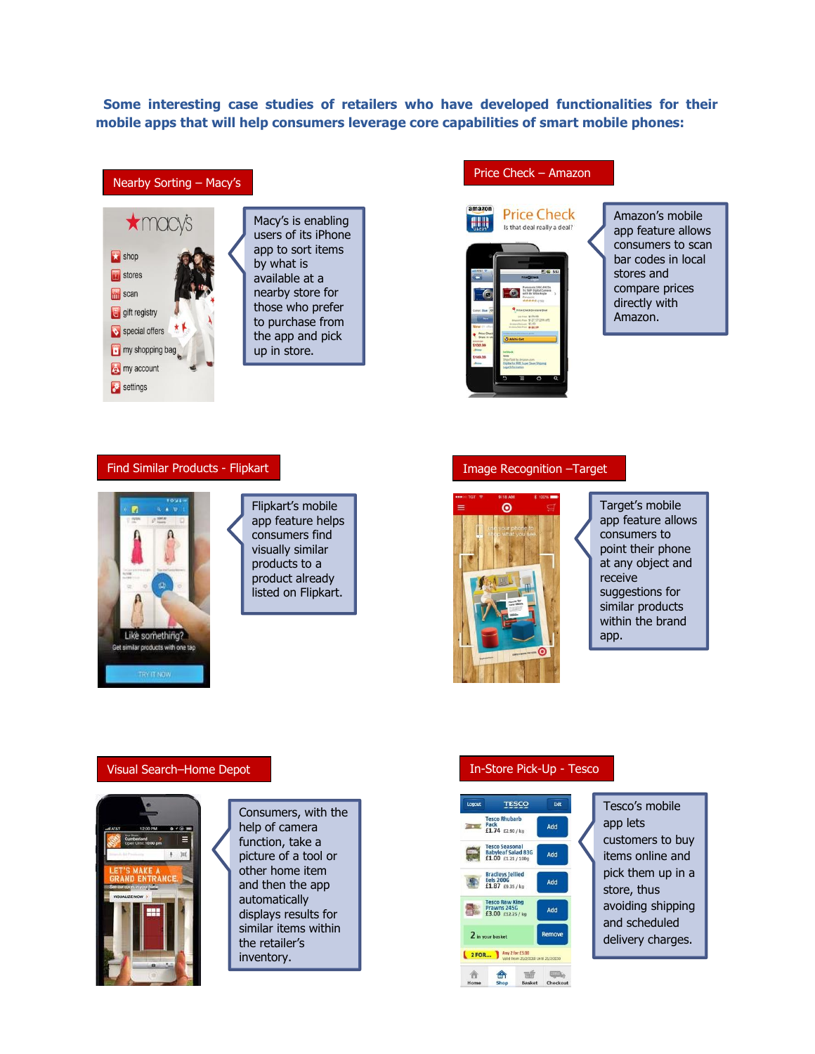**Some interesting case studies of retailers who have developed functionalities for their mobile apps that will help consumers leverage core capabilities of smart mobile phones:**

### Nearby Sorting – Macy's

Macy's is enabling users of its iPhone app to sort items by what is available at a nearby store for those who prefer to purchase from the app and pick up in store.

### Price Check – Amazon

Amazon's mobile app feature allows consumers to scan bar codes in local stores and compare prices directly with Amazon.

### Find Similar Products - Flipkart

Flipkart's mobile app feature helps consumers find visually similar products to a product already listed on Flipkart.

### Image Recognition –Target

Target's mobile app feature allows consumers to point their phone at any object and receive suggestions for similar products within the brand app.

### Visual Search–Home Depot

Consumers, with the help of camera function, take a picture of a tool or other home item and then the app automatically displays results for similar items within the retailer's inventory.

### In-Store Pick-Up - Tesco

Tesco's mobile app lets customers to buy items online and pick them up in a store, thus avoiding shipping and scheduled delivery charges.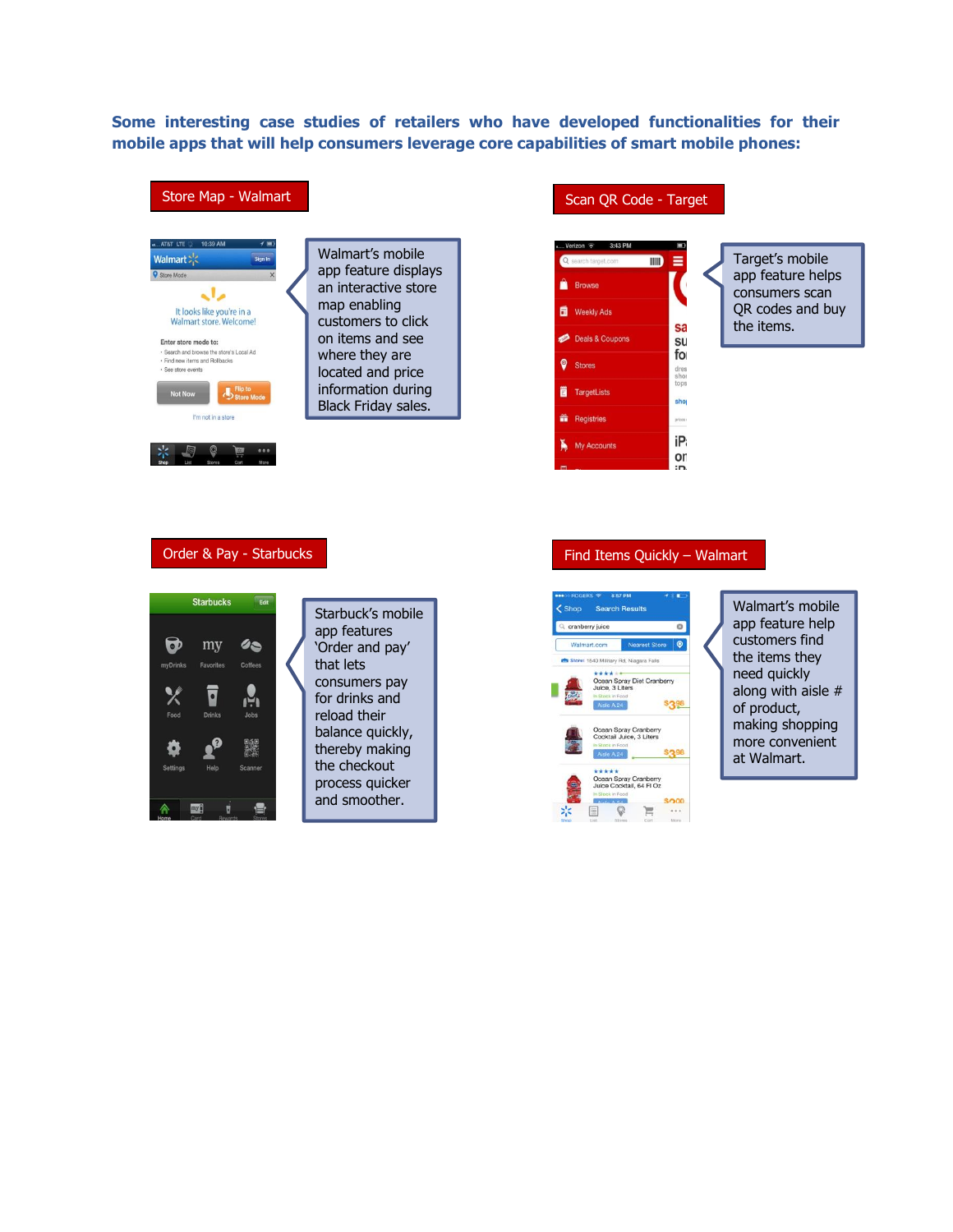**Some interesting case studies of retailers who have developed functionalities for their mobile apps that will help consumers leverage core capabilities of smart mobile phones:**

**Store Map - Walmart**

Walmart's mobile app feature displays an interactive store map enabling customers to click on items and see where they are located and price information during Black Friday sales.

**Scan QR Code - Target**

Target's mobile app feature helps consumers scan QR codes and buy the items.

**Order & Pay - Starbucks**

Starbuck's mobile app features 'Order and pay' that lets consumers pay for drinks and reload their balance quickly, thereby making the checkout process quicker and smoother.

**Find Items Quickly – Walmart**

Walmart's mobile app feature help customers find the items they need quickly along with aisle # of product, making shopping more convenient at Walmart.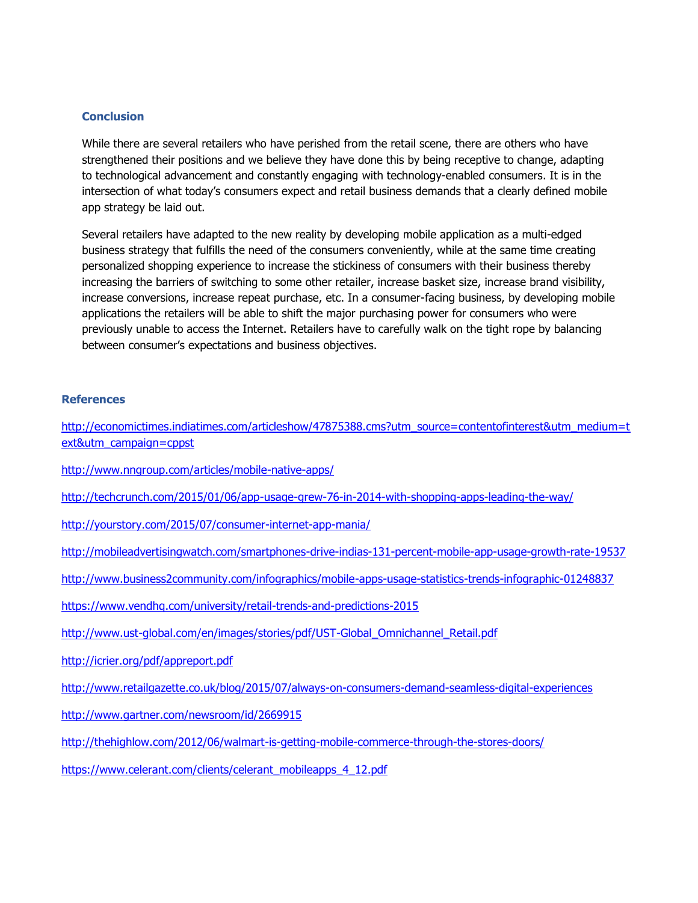## Conclusion

While there are several retailers who have perished from the retail scene, there are others who have strengthened their positions and we believe they have done this by being receptive to change, adapting to technological advancement and constantly engaging with technology-enabled consumers. It is in the intersection of what today's consumers expect and retail business demands that a clearly defined mobile app strategy be laid out.

Several retailers have adapted to the new reality by developing mobile application as a multi-edged business strategy that fulfills the need of the consumers conveniently, while at the same time creating personalized shopping experience to increase the stickiness of consumers with their business thereby increasing the barriers of switching to some other retailer, increase basket size, increase brand visibility, increase conversions, increase repeat purchase, etc. In a consumer-facing business, by developing mobile applications the retailers will be able to shift the major purchasing power for consumers who were previously unable to access the Internet. Retailers have to carefully walk on the tight rope by balancing between consumer's expectations and business objectives.

## References

http://economictimes.indiatimes.com/articleshow/47875388.cms?utm_source=contentofinterest&utm_medium=text&utm_campaign=cppst

http://www.nngroup.com/articles/mobile-native-apps/

http://techcrunch.com/2015/01/06/app-usage-grew-76-in-2014-with-shopping-apps-leading-the-way/

http://yourstory.com/2015/07/consumer-internet-app-mania/

http://mobileadvertisingwatch.com/smartphones-drive-indias-131-percent-mobile-app-usage-growth-rate-19537

http://www.business2community.com/infographics/mobile-apps-usage-statistics-trends-infographic-01248837

https://www.vendhq.com/university/retail-trends-and-predictions-2015

http://www.ust-global.com/en/images/stories/pdf/UST-Global_Omnichannel_Retail.pdf

http://icrier.org/pdf/appreport.pdf

http://www.retailgazette.co.uk/blog/2015/07/always-on-consumers-demand-seamless-digital-experiences

http://www.gartner.com/newsroom/id/2669915

http://thehighlow.com/2012/06/walmart-is-getting-mobile-commerce-through-the-stores-doors/

https://www.celerant.com/clients/celerant_mobileapps_4_12.pdf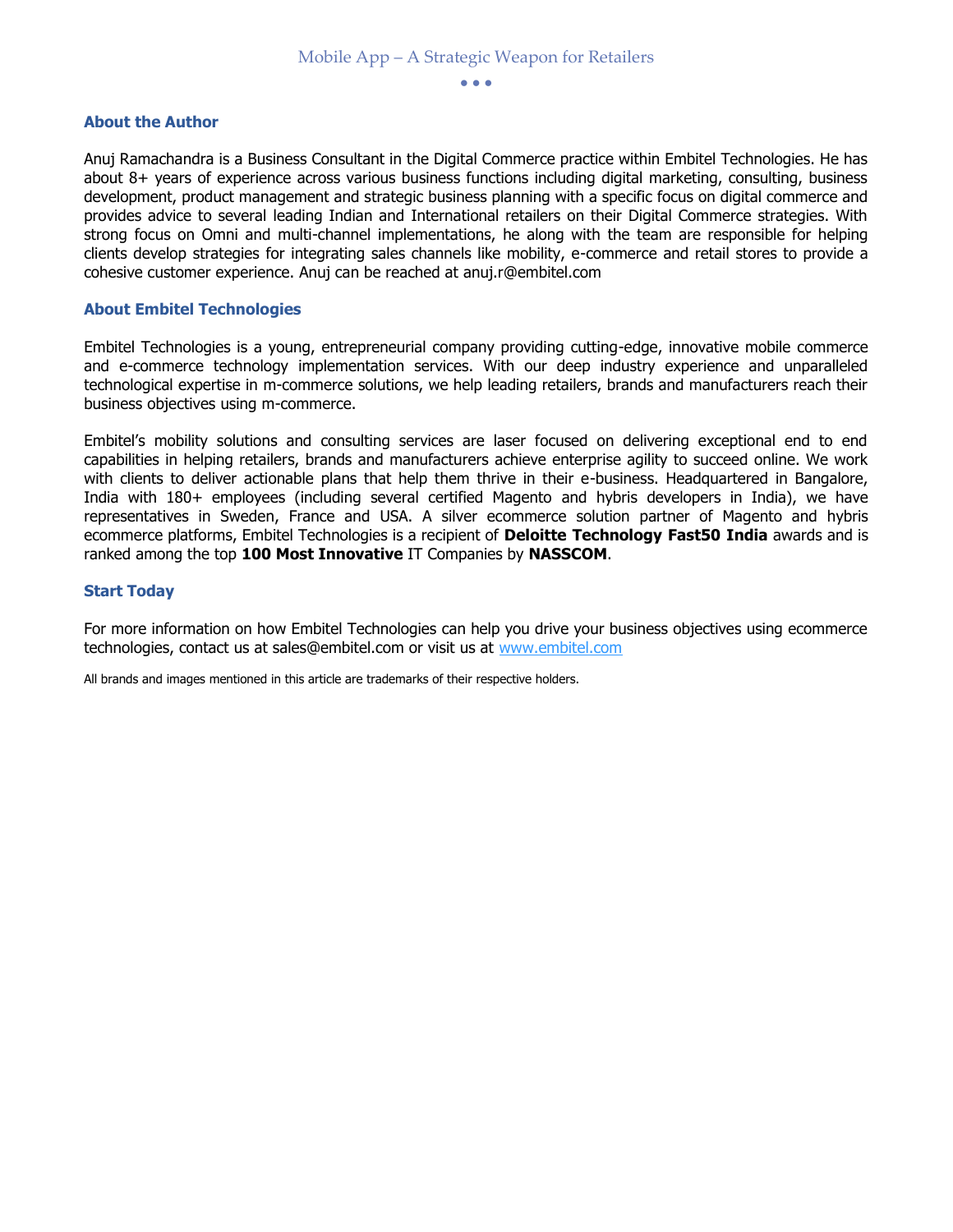## About the Author

Anuj Ramachandra is a Business Consultant in the Digital Commerce practice within Embitel Technologies. He has about 8+ years of experience across various business functions including digital marketing, consulting, business development, product management and strategic business planning with a specific focus on digital commerce and provides advice to several leading Indian and International retailers on their Digital Commerce strategies. With strong focus on Omni and multi-channel implementations, he along with the team are responsible for helping clients develop strategies for integrating sales channels like mobility, e-commerce and retail stores to provide a cohesive customer experience. Anuj can be reached at anuj.r@embitel.com

## About Embitel Technologies

Embitel Technologies is a young, entrepreneurial company providing cutting-edge, innovative mobile commerce and e-commerce technology implementation services. With our deep industry experience and unparalleled technological expertise in m-commerce solutions, we help leading retailers, brands and manufacturers reach their business objectives using m-commerce.

Embitel's mobility solutions and consulting services are laser focused on delivering exceptional end to end capabilities in helping retailers, brands and manufacturers achieve enterprise agility to succeed online. We work with clients to deliver actionable plans that help them thrive in their e-business. Headquartered in Bangalore, India with 180+ employees (including several certified Magento and hybris developers in India), we have representatives in Sweden, France and USA. A silver ecommerce solution partner of Magento and hybris ecommerce platforms, Embitel Technologies is a recipient of **Deloitte Technology Fast50 India** awards and is ranked among the top **100 Most Innovative** IT Companies by **NASSCOM**.

## Start Today

For more information on how Embitel Technologies can help you drive your business objectives using ecommerce technologies, contact us at sales@embitel.com or visit us at [www.embitel.com](http://www.embitel.com)

All brands and images mentioned in this article are trademarks of their respective holders.